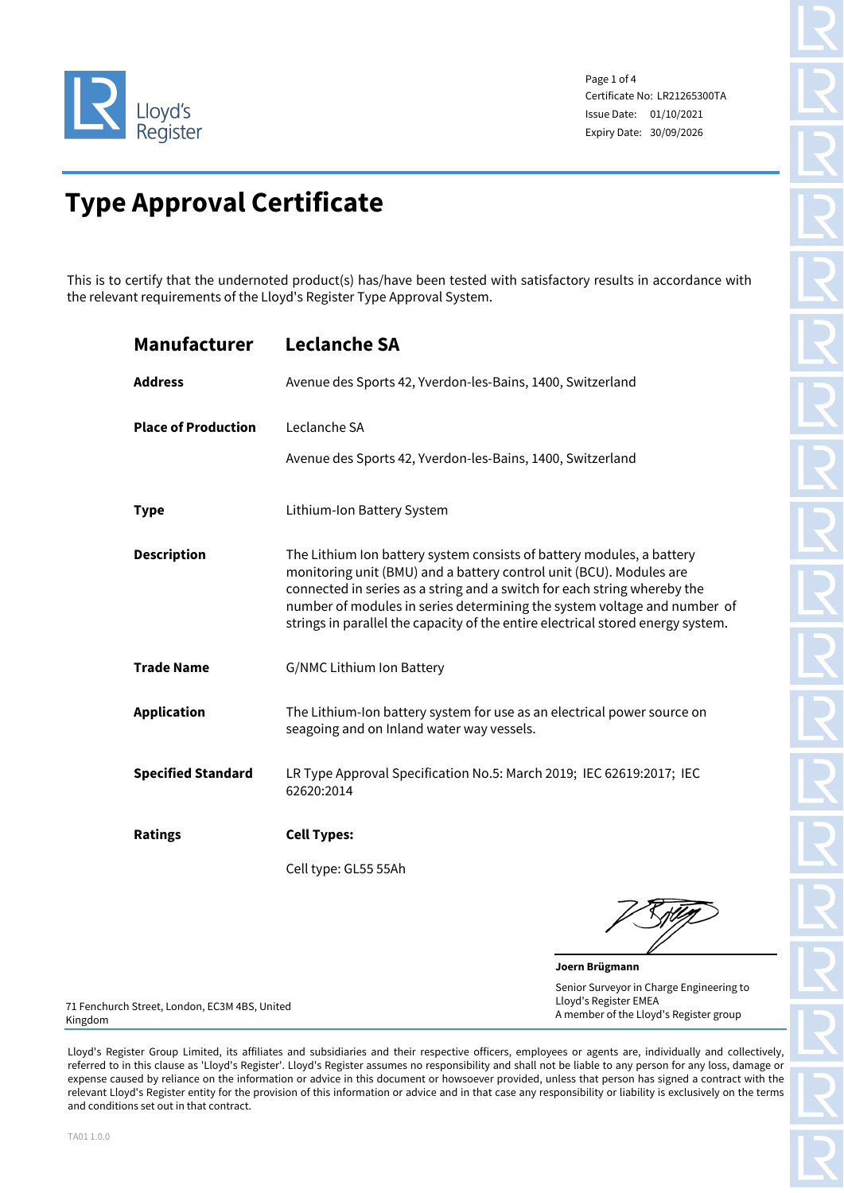Lloyd's Register

Certificate No: LR21265300TA
Issue Date: 01/10/2021
Expiry Date: 30/09/2026

# Type Approval Certificate

This is to certify that the undernoted product(s) has/have been tested with satisfactory results in accordance with the relevant requirements of the Lloyd's Register Type Approval System.

## Manufacturer — Leclanche SA

**Address**
Avenue des Sports 42, Yverdon-les-Bains, 1400, Switzerland

**Place of Production**
Leclanche SA

Avenue des Sports 42, Yverdon-les-Bains, 1400, Switzerland

**Type**
Lithium-Ion Battery System

**Description**
The Lithium Ion battery system consists of battery modules, a battery monitoring unit (BMU) and a battery control unit (BCU). Modules are connected in series as a string and a switch for each string whereby the number of modules in series determining the system voltage and number of strings in parallel the capacity of the entire electrical stored energy system.

**Trade Name**
G/NMC Lithium Ion Battery

**Application**
The Lithium-Ion battery system for use as an electrical power source on seagoing and on Inland water way vessels.

**Specified Standard**
LR Type Approval Specification No.5: March 2019; IEC 62619:2017; IEC 62620:2014

**Ratings**
**Cell Types:**

Cell type: GL55 55Ah

**Joern Brügmann**
Senior Surveyor in Charge Engineering to Lloyd's Register EMEA
A member of the Lloyd's Register group

71 Fenchurch Street, London, EC3M 4BS, United Kingdom

Lloyd's Register Group Limited, its affiliates and subsidiaries and their respective officers, employees or agents are, individually and collectively, referred to in this clause as 'Lloyd's Register'. Lloyd's Register assumes no responsibility and shall not be liable to any person for any loss, damage or expense caused by reliance on the information or advice in this document or howsoever provided, unless that person has signed a contract with the relevant Lloyd's Register entity for the provision of this information or advice and in that case any responsibility or liability is exclusively on the terms and conditions set out in that contract.

TA01 1.0.0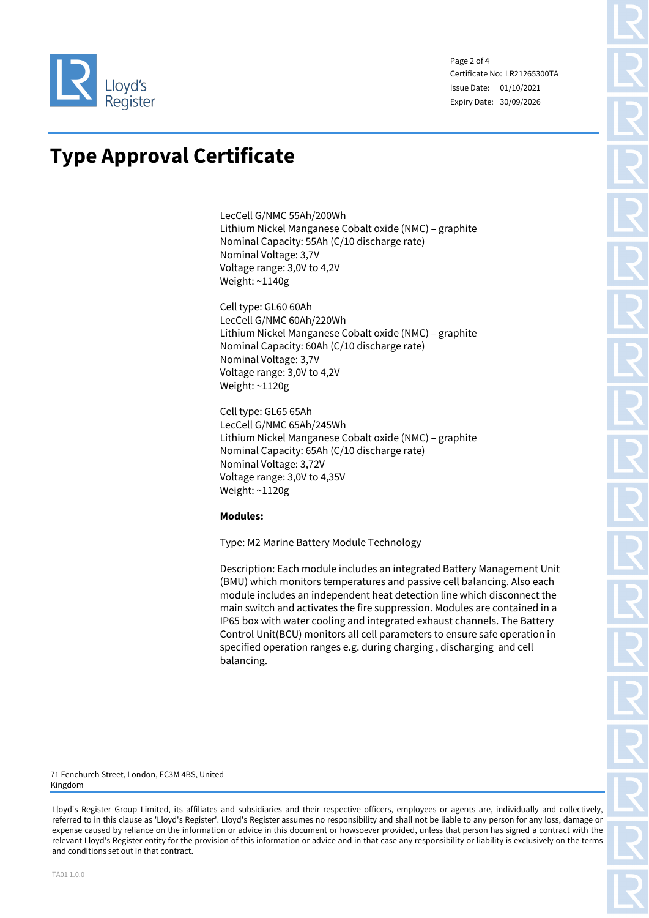# Type Approval Certificate

LecCell G/NMC 55Ah/200Wh
Lithium Nickel Manganese Cobalt oxide (NMC) – graphite
Nominal Capacity: 55Ah (C/10 discharge rate)
Nominal Voltage: 3,7V
Voltage range: 3,0V to 4,2V
Weight: ~1140g

Cell type: GL60 60Ah
LecCell G/NMC 60Ah/220Wh
Lithium Nickel Manganese Cobalt oxide (NMC) – graphite
Nominal Capacity: 60Ah (C/10 discharge rate)
Nominal Voltage: 3,7V
Voltage range: 3,0V to 4,2V
Weight: ~1120g

Cell type: GL65 65Ah
LecCell G/NMC 65Ah/245Wh
Lithium Nickel Manganese Cobalt oxide (NMC) – graphite
Nominal Capacity: 65Ah (C/10 discharge rate)
Nominal Voltage: 3,72V
Voltage range: 3,0V to 4,35V
Weight: ~1120g

**Modules:**

Type: M2 Marine Battery Module Technology

Description: Each module includes an integrated Battery Management Unit (BMU) which monitors temperatures and passive cell balancing. Also each module includes an independent heat detection line which disconnect the main switch and activates the fire suppression. Modules are contained in a IP65 box with water cooling and integrated exhaust channels. The Battery Control Unit(BCU) monitors all cell parameters to ensure safe operation in specified operation ranges e.g. during charging , discharging and cell balancing.

71 Fenchurch Street, London, EC3M 4BS, United Kingdom

Lloyd's Register Group Limited, its affiliates and subsidiaries and their respective officers, employees or agents are, individually and collectively, referred to in this clause as 'Lloyd's Register'. Lloyd's Register assumes no responsibility and shall not be liable to any person for any loss, damage or expense caused by reliance on the information or advice in this document or howsoever provided, unless that person has signed a contract with the relevant Lloyd's Register entity for the provision of this information or advice and in that case any responsibility or liability is exclusively on the terms and conditions set out in that contract.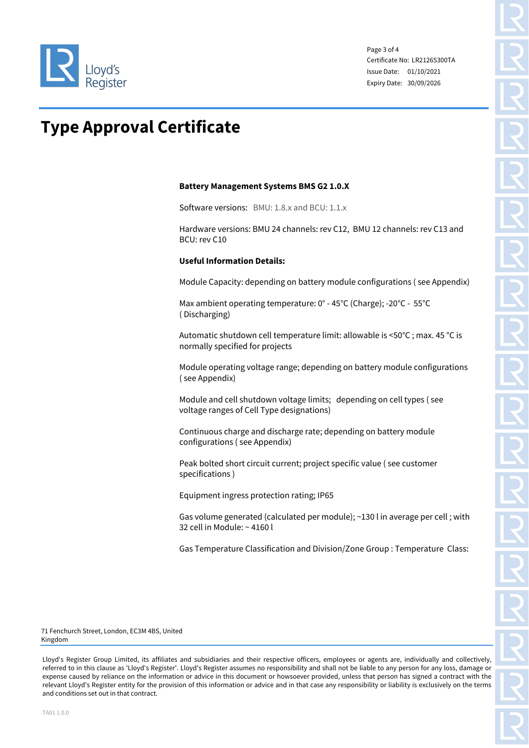# Type Approval Certificate

**Battery Management Systems BMS G2 1.0.X**

Software versions: BMU: 1.8.x and BCU: 1.1.x

Hardware versions: BMU 24 channels: rev C12, BMU 12 channels: rev C13 and BCU: rev C10

**Useful Information Details:**

Module Capacity: depending on battery module configurations ( see Appendix)

Max ambient operating temperature: 0° - 45°C (Charge); -20°C - 55°C ( Discharging)

Automatic shutdown cell temperature limit: allowable is <50°C ; max. 45 °C is normally specified for projects

Module operating voltage range; depending on battery module configurations ( see Appendix)

Module and cell shutdown voltage limits; depending on cell types ( see voltage ranges of Cell Type designations)

Continuous charge and discharge rate; depending on battery module configurations ( see Appendix)

Peak bolted short circuit current; project specific value ( see customer specifications )

Equipment ingress protection rating; IP65

Gas volume generated (calculated per module); ~130 l in average per cell ; with 32 cell in Module: ~ 4160 l

Gas Temperature Classification and Division/Zone Group : Temperature Class:

71 Fenchurch Street, London, EC3M 4BS, United Kingdom

Lloyd's Register Group Limited, its affiliates and subsidiaries and their respective officers, employees or agents are, individually and collectively, referred to in this clause as 'Lloyd's Register'. Lloyd's Register assumes no responsibility and shall not be liable to any person for any loss, damage or expense caused by reliance on the information or advice in this document or howsoever provided, unless that person has signed a contract with the relevant Lloyd's Register entity for the provision of this information or advice and in that case any responsibility or liability is exclusively on the terms and conditions set out in that contract.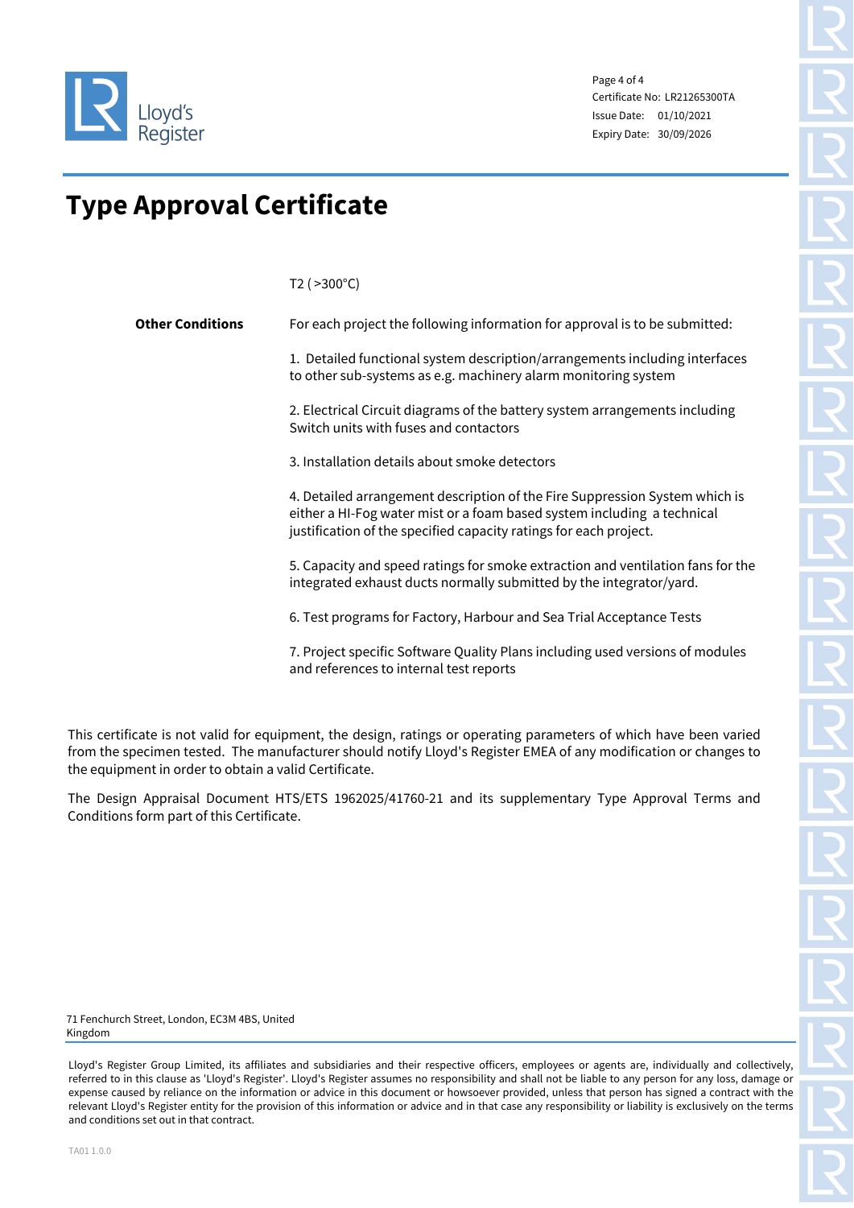# Type Approval Certificate

Certificate No: LR21265300TA
Issue Date: 01/10/2021
Expiry Date: 30/09/2026

T2 ( >300°C)

**Other Conditions**

For each project the following information for approval is to be submitted:

1. Detailed functional system description/arrangements including interfaces to other sub-systems as e.g. machinery alarm monitoring system

2. Electrical Circuit diagrams of the battery system arrangements including Switch units with fuses and contactors

3. Installation details about smoke detectors

4. Detailed arrangement description of the Fire Suppression System which is either a HI-Fog water mist or a foam based system including a technical justification of the specified capacity ratings for each project.

5. Capacity and speed ratings for smoke extraction and ventilation fans for the integrated exhaust ducts normally submitted by the integrator/yard.

6. Test programs for Factory, Harbour and Sea Trial Acceptance Tests

7. Project specific Software Quality Plans including used versions of modules and references to internal test reports

This certificate is not valid for equipment, the design, ratings or operating parameters of which have been varied from the specimen tested. The manufacturer should notify Lloyd's Register EMEA of any modification or changes to the equipment in order to obtain a valid Certificate.

The Design Appraisal Document HTS/ETS 1962025/41760-21 and its supplementary Type Approval Terms and Conditions form part of this Certificate.

71 Fenchurch Street, London, EC3M 4BS, United Kingdom

Lloyd's Register Group Limited, its affiliates and subsidiaries and their respective officers, employees or agents are, individually and collectively, referred to in this clause as 'Lloyd's Register'. Lloyd's Register assumes no responsibility and shall not be liable to any person for any loss, damage or expense caused by reliance on the information or advice in this document or howsoever provided, unless that person has signed a contract with the relevant Lloyd's Register entity for the provision of this information or advice and in that case any responsibility or liability is exclusively on the terms and conditions set out in that contract.

TA01 1.0.0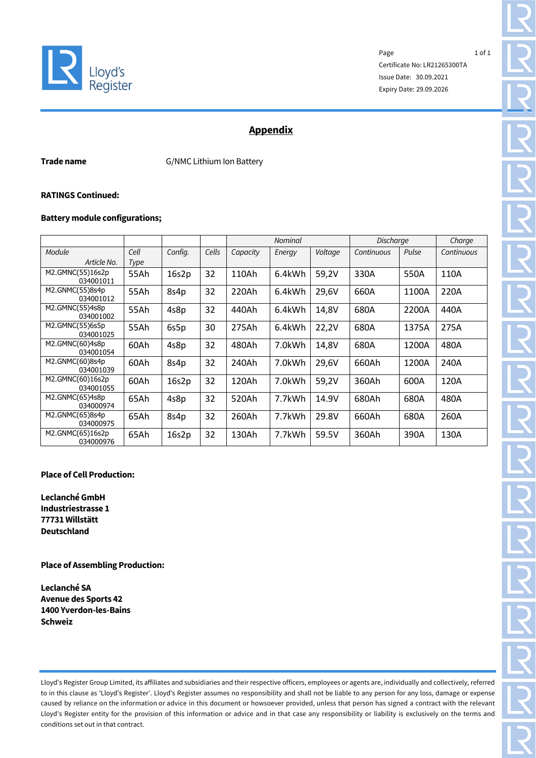Page 1 of 1
Certificate No: LR21265300TA
Issue Date: 30.09.2021
Expiry Date: 29.09.2026

## Appendix

**Trade name** G/NMC Lithium Ion Battery

**RATINGS Continued:**

**Battery module configurations;**

| | | | | Nominal | | | Discharge | | Charge |
|---|---|---|---|---|---|---|---|---|---|
| *Module* *Article No.* | *Cell Type* | *Config.* | *Cells* | *Capacity* | *Energy* | *Voltage* | *Continuous* | *Pulse* | *Continuous* |
| M2.GNMC(55)16s2p 034001011 | 55Ah | 16s2p | 32 | 110Ah | 6.4kWh | 59,2V | 330A | 550A | 110A |
| M2.GNMC(55)8s4p 034001012 | 55Ah | 8s4p | 32 | 220Ah | 6.4kWh | 29,6V | 660A | 1100A | 220A |
| M2.GNMC(55)4s8p 034001002 | 55Ah | 4s8p | 32 | 440Ah | 6.4kWh | 14,8V | 680A | 2200A | 440A |
| M2.GNMC(55)6s5p 034001025 | 55Ah | 6s5p | 30 | 275Ah | 6.4kWh | 22,2V | 680A | 1375A | 275A |
| M2.GNMC(60)4s8p 034001054 | 60Ah | 4s8p | 32 | 480Ah | 7.0kWh | 14,8V | 680A | 1200A | 480A |
| M2.GNMC(60)8s4p 034001039 | 60Ah | 8s4p | 32 | 240Ah | 7.0kWh | 29,6V | 660Ah | 1200A | 240A |
| M2.GNMC(60)16s2p 034001055 | 60Ah | 16s2p | 32 | 120Ah | 7.0kWh | 59,2V | 360Ah | 600A | 120A |
| M2.GNMC(65)4s8p 034000974 | 65Ah | 4s8p | 32 | 520Ah | 7.7kWh | 14.9V | 680Ah | 680A | 480A |
| M2.GNMC(65)8s4p 034000975 | 65Ah | 8s4p | 32 | 260Ah | 7.7kWh | 29.8V | 660Ah | 680A | 260A |
| M2.GNMC(65)16s2p 034000976 | 65Ah | 16s2p | 32 | 130Ah | 7.7kWh | 59.5V | 360Ah | 390A | 130A |

**Place of Cell Production:**

**Leclanché GmbH**
**Industriestrasse 1**
**77731 Willstätt**
**Deutschland**

**Place of Assembling Production:**

**Leclanché SA**
**Avenue des Sports 42**
**1400 Yverdon-les-Bains**
**Schweiz**

Lloyd's Register Group Limited, its affiliates and subsidiaries and their respective officers, employees or agents are, individually and collectively, referred to in this clause as 'Lloyd's Register'. Lloyd's Register assumes no responsibility and shall not be liable to any person for any loss, damage or expense caused by reliance on the information or advice in this document or howsoever provided, unless that person has signed a contract with the relevant Lloyd's Register entity for the provision of this information or advice and in that case any responsibility or liability is exclusively on the terms and conditions set out in that contract.